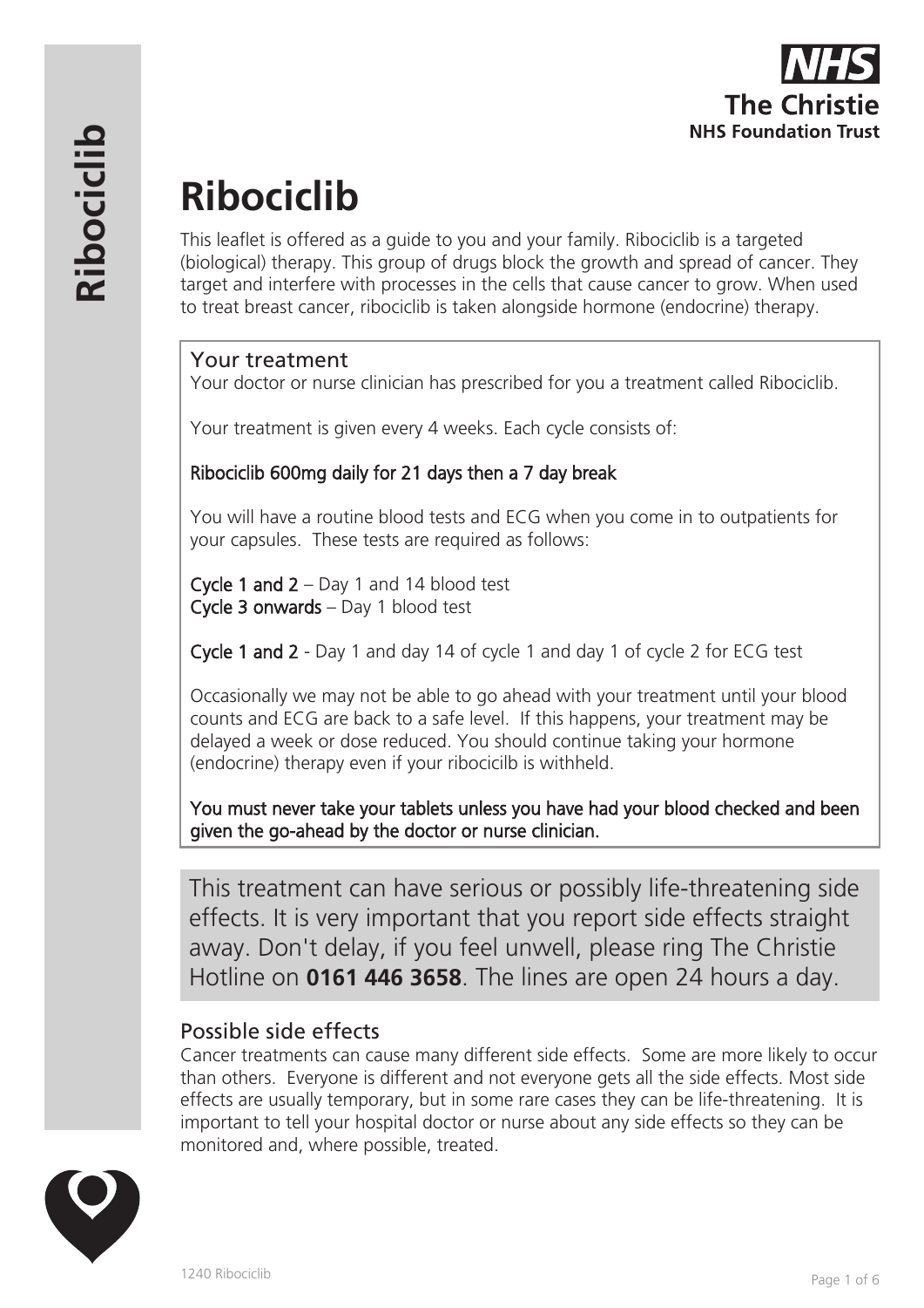# Ribociclib

This leaflet is offered as a guide to you and your family. Ribociclib is a targeted (biological) therapy. This group of drugs block the growth and spread of cancer. They target and interfere with processes in the cells that cause cancer to grow. When used to treat breast cancer, ribociclib is taken alongside hormone (endocrine) therapy.

## Your treatment

Your doctor or nurse clinician has prescribed for you a treatment called Ribociclib.

Your treatment is given every 4 weeks. Each cycle consists of:

**Ribociclib 600mg daily for 21 days then a 7 day break**

You will have a routine blood tests and ECG when you come in to outpatients for your capsules. These tests are required as follows:

**Cycle 1 and 2** – Day 1 and 14 blood test
**Cycle 3 onwards** – Day 1 blood test

**Cycle 1 and 2** - Day 1 and day 14 of cycle 1 and day 1 of cycle 2 for ECG test

Occasionally we may not be able to go ahead with your treatment until your blood counts and ECG are back to a safe level. If this happens, your treatment may be delayed a week or dose reduced. You should continue taking your hormone (endocrine) therapy even if your ribocicilb is withheld.

**You must never take your tablets unless you have had your blood checked and been given the go-ahead by the doctor or nurse clinician.**

This treatment can have serious or possibly life-threatening side effects. It is very important that you report side effects straight away. Don't delay, if you feel unwell, please ring The Christie Hotline on **0161 446 3658**. The lines are open 24 hours a day.

## Possible side effects

Cancer treatments can cause many different side effects. Some are more likely to occur than others. Everyone is different and not everyone gets all the side effects. Most side effects are usually temporary, but in some rare cases they can be life-threatening. It is important to tell your hospital doctor or nurse about any side effects so they can be monitored and, where possible, treated.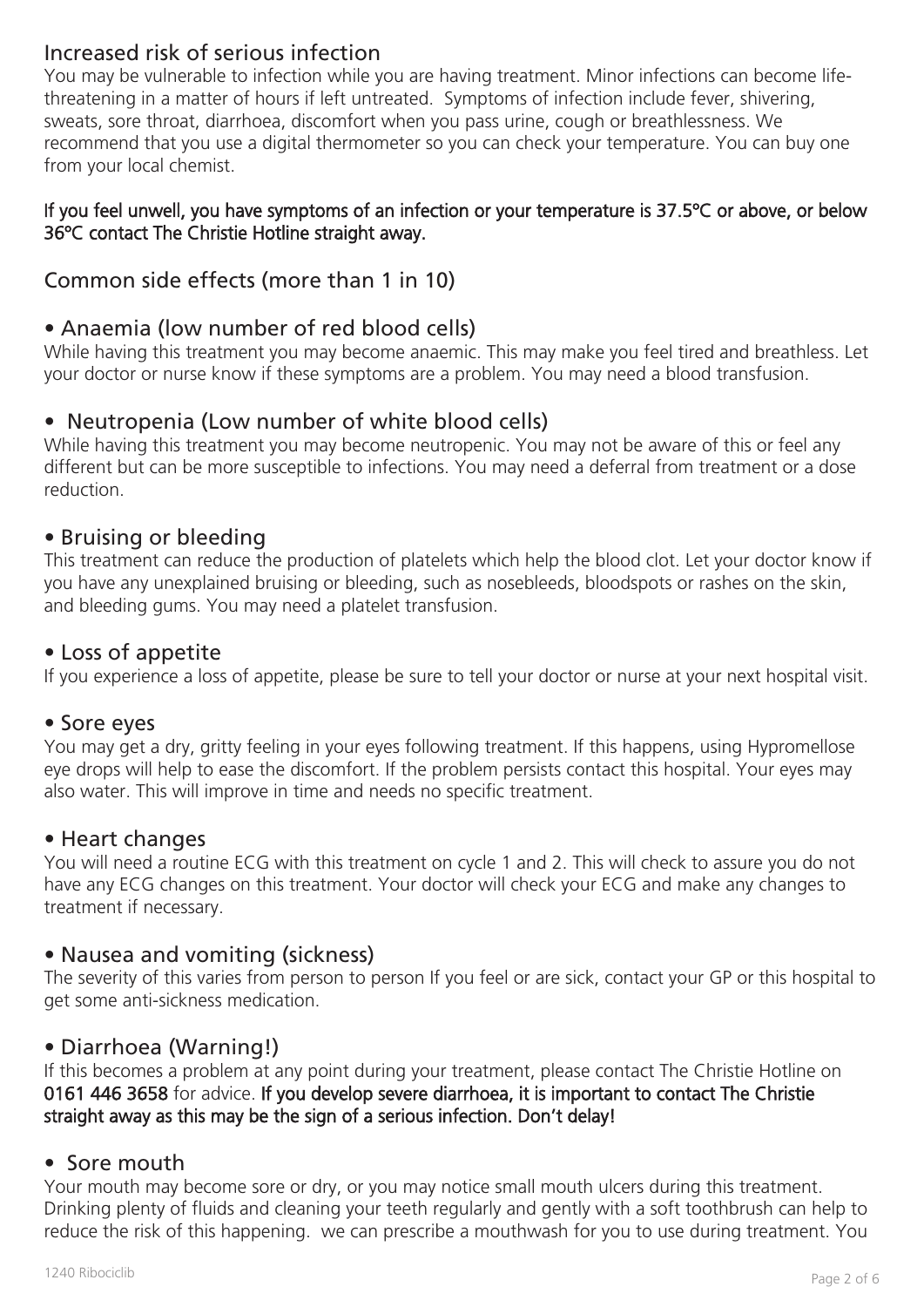## Increased risk of serious infection

You may be vulnerable to infection while you are having treatment. Minor infections can become life-threatening in a matter of hours if left untreated. Symptoms of infection include fever, shivering, sweats, sore throat, diarrhoea, discomfort when you pass urine, cough or breathlessness. We recommend that you use a digital thermometer so you can check your temperature. You can buy one from your local chemist.

**If you feel unwell, you have symptoms of an infection or your temperature is 37.5ºC or above, or below 36ºC contact The Christie Hotline straight away.**

## Common side effects (more than 1 in 10)

### • Anaemia (low number of red blood cells)

While having this treatment you may become anaemic. This may make you feel tired and breathless. Let your doctor or nurse know if these symptoms are a problem. You may need a blood transfusion.

### • Neutropenia (Low number of white blood cells)

While having this treatment you may become neutropenic. You may not be aware of this or feel any different but can be more susceptible to infections. You may need a deferral from treatment or a dose reduction.

### • Bruising or bleeding

This treatment can reduce the production of platelets which help the blood clot. Let your doctor know if you have any unexplained bruising or bleeding, such as nosebleeds, bloodspots or rashes on the skin, and bleeding gums. You may need a platelet transfusion.

### • Loss of appetite

If you experience a loss of appetite, please be sure to tell your doctor or nurse at your next hospital visit.

### • Sore eyes

You may get a dry, gritty feeling in your eyes following treatment. If this happens, using Hypromellose eye drops will help to ease the discomfort. If the problem persists contact this hospital. Your eyes may also water. This will improve in time and needs no specific treatment.

### • Heart changes

You will need a routine ECG with this treatment on cycle 1 and 2. This will check to assure you do not have any ECG changes on this treatment. Your doctor will check your ECG and make any changes to treatment if necessary.

### • Nausea and vomiting (sickness)

The severity of this varies from person to person If you feel or are sick, contact your GP or this hospital to get some anti-sickness medication.

### • Diarrhoea (Warning!)

If this becomes a problem at any point during your treatment, please contact The Christie Hotline on **0161 446 3658** for advice. **If you develop severe diarrhoea, it is important to contact The Christie straight away as this may be the sign of a serious infection. Don't delay!**

### • Sore mouth

Your mouth may become sore or dry, or you may notice small mouth ulcers during this treatment. Drinking plenty of fluids and cleaning your teeth regularly and gently with a soft toothbrush can help to reduce the risk of this happening. we can prescribe a mouthwash for you to use during treatment. You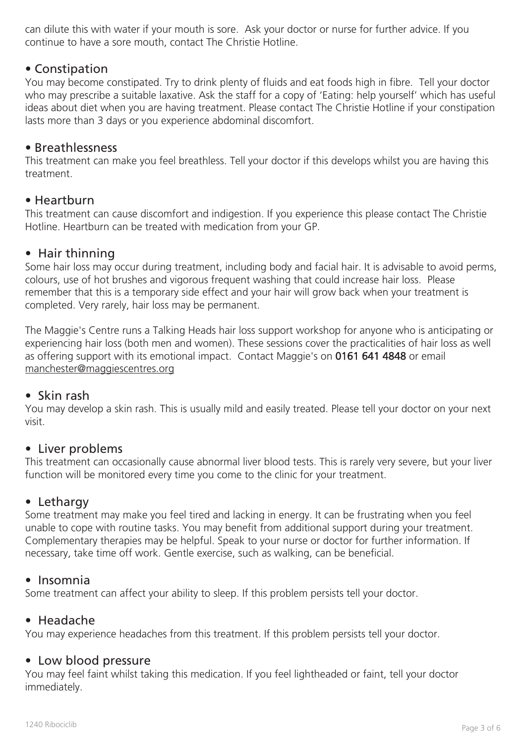can dilute this with water if your mouth is sore. Ask your doctor or nurse for further advice. If you continue to have a sore mouth, contact The Christie Hotline.

## • Constipation

You may become constipated. Try to drink plenty of fluids and eat foods high in fibre. Tell your doctor who may prescribe a suitable laxative. Ask the staff for a copy of 'Eating: help yourself' which has useful ideas about diet when you are having treatment. Please contact The Christie Hotline if your constipation lasts more than 3 days or you experience abdominal discomfort.

## • Breathlessness

This treatment can make you feel breathless. Tell your doctor if this develops whilst you are having this treatment.

## • Heartburn

This treatment can cause discomfort and indigestion. If you experience this please contact The Christie Hotline. Heartburn can be treated with medication from your GP.

## • Hair thinning

Some hair loss may occur during treatment, including body and facial hair. It is advisable to avoid perms, colours, use of hot brushes and vigorous frequent washing that could increase hair loss. Please remember that this is a temporary side effect and your hair will grow back when your treatment is completed. Very rarely, hair loss may be permanent.

The Maggie's Centre runs a Talking Heads hair loss support workshop for anyone who is anticipating or experiencing hair loss (both men and women). These sessions cover the practicalities of hair loss as well as offering support with its emotional impact. Contact Maggie's on **0161 641 4848** or email manchester@maggiescentres.org

## • Skin rash

You may develop a skin rash. This is usually mild and easily treated. Please tell your doctor on your next visit.

## • Liver problems

This treatment can occasionally cause abnormal liver blood tests. This is rarely very severe, but your liver function will be monitored every time you come to the clinic for your treatment.

## • Lethargy

Some treatment may make you feel tired and lacking in energy. It can be frustrating when you feel unable to cope with routine tasks. You may benefit from additional support during your treatment. Complementary therapies may be helpful. Speak to your nurse or doctor for further information. If necessary, take time off work. Gentle exercise, such as walking, can be beneficial.

## • Insomnia

Some treatment can affect your ability to sleep. If this problem persists tell your doctor.

## • Headache

You may experience headaches from this treatment. If this problem persists tell your doctor.

## • Low blood pressure

You may feel faint whilst taking this medication. If you feel lightheaded or faint, tell your doctor immediately.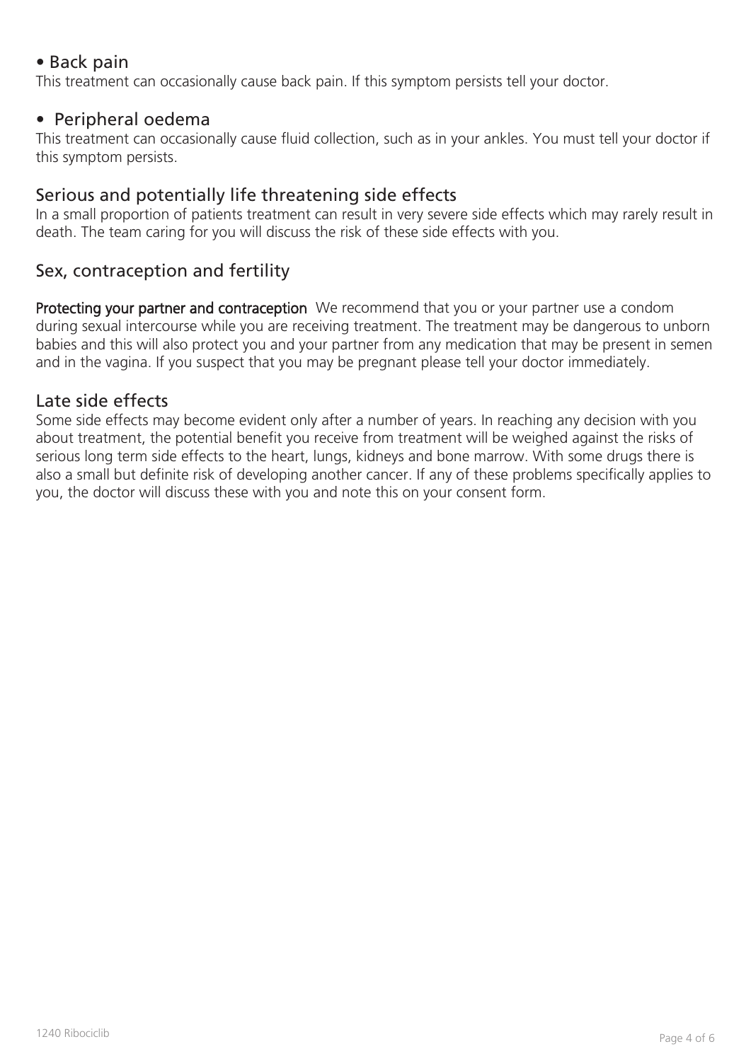- **Back pain**

This treatment can occasionally cause back pain. If this symptom persists tell your doctor.

- **Peripheral oedema**

This treatment can occasionally cause fluid collection, such as in your ankles. You must tell your doctor if this symptom persists.

## Serious and potentially life threatening side effects

In a small proportion of patients treatment can result in very severe side effects which may rarely result in death. The team caring for you will discuss the risk of these side effects with you.

## Sex, contraception and fertility

**Protecting your partner and contraception** We recommend that you or your partner use a condom during sexual intercourse while you are receiving treatment. The treatment may be dangerous to unborn babies and this will also protect you and your partner from any medication that may be present in semen and in the vagina. If you suspect that you may be pregnant please tell your doctor immediately.

## Late side effects

Some side effects may become evident only after a number of years. In reaching any decision with you about treatment, the potential benefit you receive from treatment will be weighed against the risks of serious long term side effects to the heart, lungs, kidneys and bone marrow. With some drugs there is also a small but definite risk of developing another cancer. If any of these problems specifically applies to you, the doctor will discuss these with you and note this on your consent form.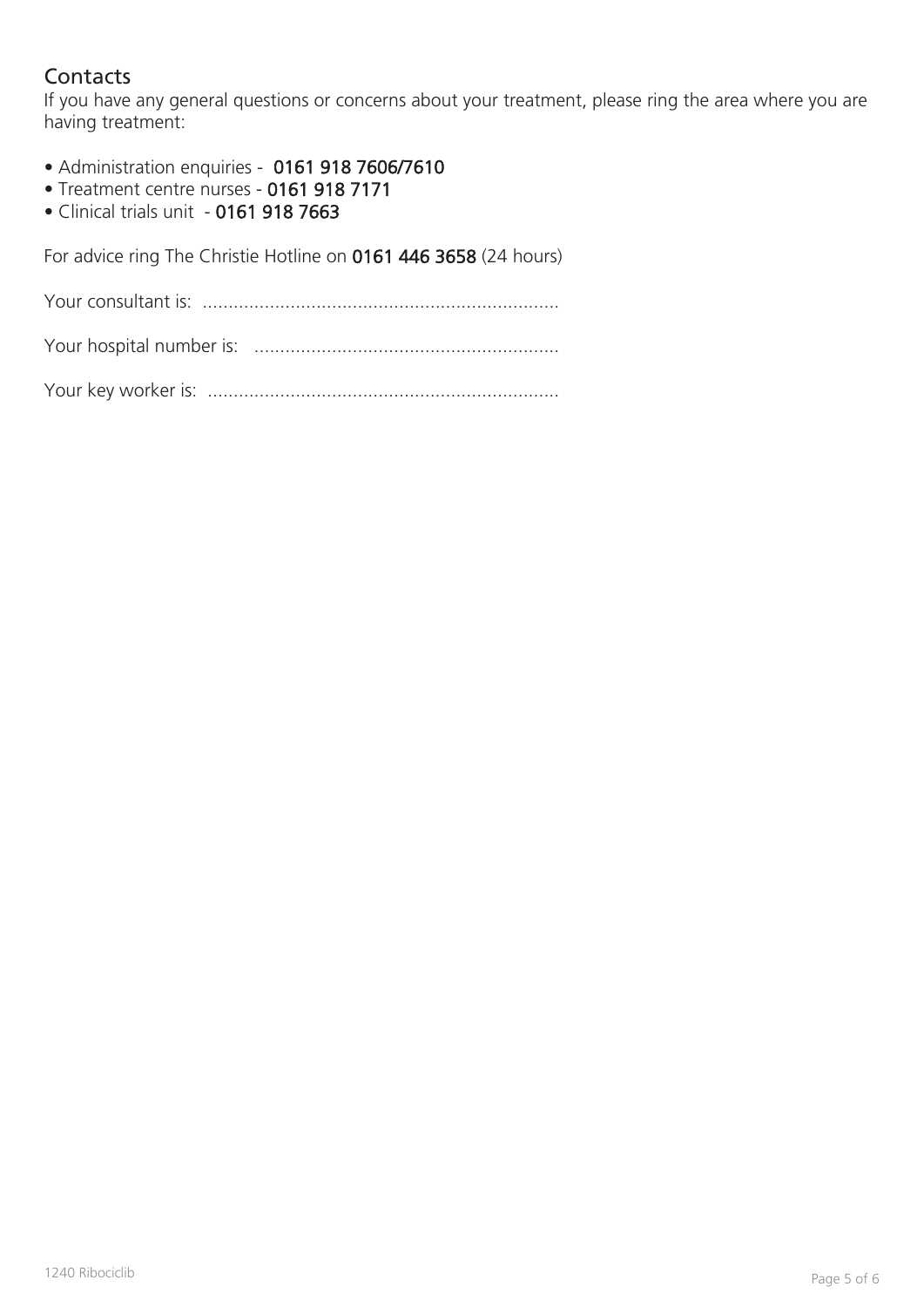## Contacts

If you have any general questions or concerns about your treatment, please ring the area where you are having treatment:

- Administration enquiries - **0161 918 7606/7610**
- Treatment centre nurses - **0161 918 7171**
- Clinical trials unit - **0161 918 7663**

For advice ring The Christie Hotline on **0161 446 3658** (24 hours)

Your consultant is: ....................................................................

Your hospital number is: ..........................................................

Your key worker is: ...................................................................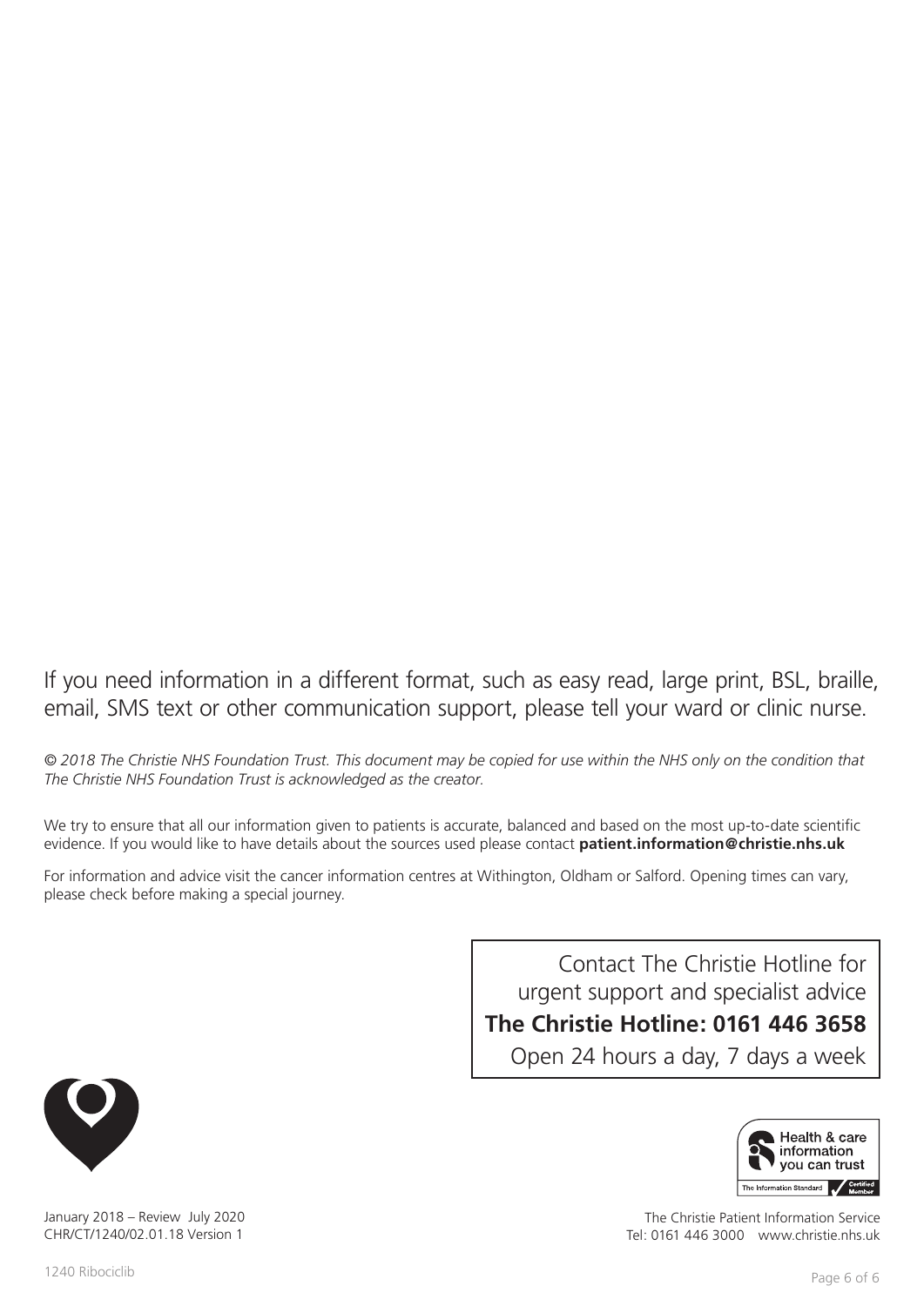If you need information in a different format, such as easy read, large print, BSL, braille, email, SMS text or other communication support, please tell your ward or clinic nurse.

*© 2018 The Christie NHS Foundation Trust. This document may be copied for use within the NHS only on the condition that The Christie NHS Foundation Trust is acknowledged as the creator.*

We try to ensure that all our information given to patients is accurate, balanced and based on the most up-to-date scientific evidence. If you would like to have details about the sources used please contact **patient.information@christie.nhs.uk**

For information and advice visit the cancer information centres at Withington, Oldham or Salford. Opening times can vary, please check before making a special journey.

Contact The Christie Hotline for urgent support and specialist advice

**The Christie Hotline: 0161 446 3658**

Open 24 hours a day, 7 days a week

Health & care information you can trust

The Information Standard Certified Member

January 2018 – Review July 2020
CHR/CT/1240/02.01.18 Version 1

The Christie Patient Information Service
Tel: 0161 446 3000 www.christie.nhs.uk

1240 Ribociclib